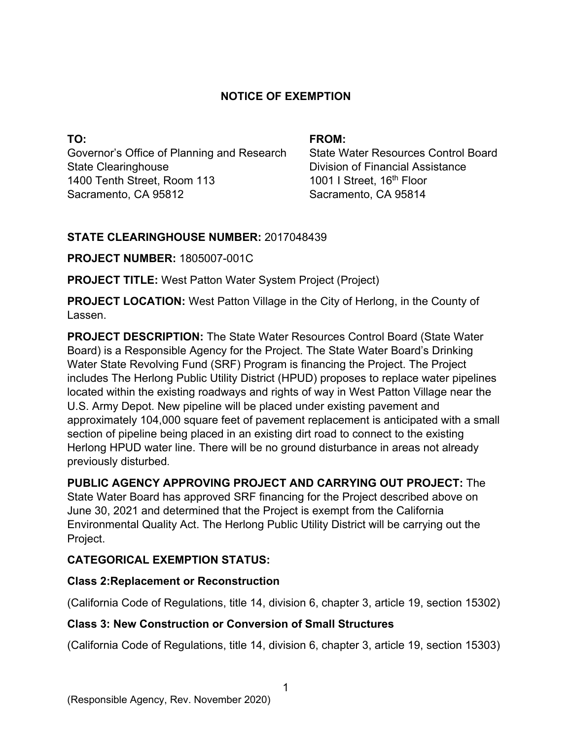# NOTICE OF EXEMPTION

**TO:**
Governor's Office of Planning and Research
State Clearinghouse
1400 Tenth Street, Room 113
Sacramento, CA 95812

**FROM:**
State Water Resources Control Board
Division of Financial Assistance
1001 I Street, 16th Floor
Sacramento, CA 95814

**STATE CLEARINGHOUSE NUMBER:** 2017048439

**PROJECT NUMBER:** 1805007-001C

**PROJECT TITLE:** West Patton Water System Project (Project)

**PROJECT LOCATION:** West Patton Village in the City of Herlong, in the County of Lassen.

**PROJECT DESCRIPTION:** The State Water Resources Control Board (State Water Board) is a Responsible Agency for the Project. The State Water Board's Drinking Water State Revolving Fund (SRF) Program is financing the Project. The Project includes The Herlong Public Utility District (HPUD) proposes to replace water pipelines located within the existing roadways and rights of way in West Patton Village near the U.S. Army Depot. New pipeline will be placed under existing pavement and approximately 104,000 square feet of pavement replacement is anticipated with a small section of pipeline being placed in an existing dirt road to connect to the existing Herlong HPUD water line. There will be no ground disturbance in areas not already previously disturbed.

**PUBLIC AGENCY APPROVING PROJECT AND CARRYING OUT PROJECT:** The State Water Board has approved SRF financing for the Project described above on June 30, 2021 and determined that the Project is exempt from the California Environmental Quality Act. The Herlong Public Utility District will be carrying out the Project.

**CATEGORICAL EXEMPTION STATUS:**

**Class 2:Replacement or Reconstruction**

(California Code of Regulations, title 14, division 6, chapter 3, article 19, section 15302)

**Class 3: New Construction or Conversion of Small Structures**

(California Code of Regulations, title 14, division 6, chapter 3, article 19, section 15303)

(Responsible Agency, Rev. November 2020)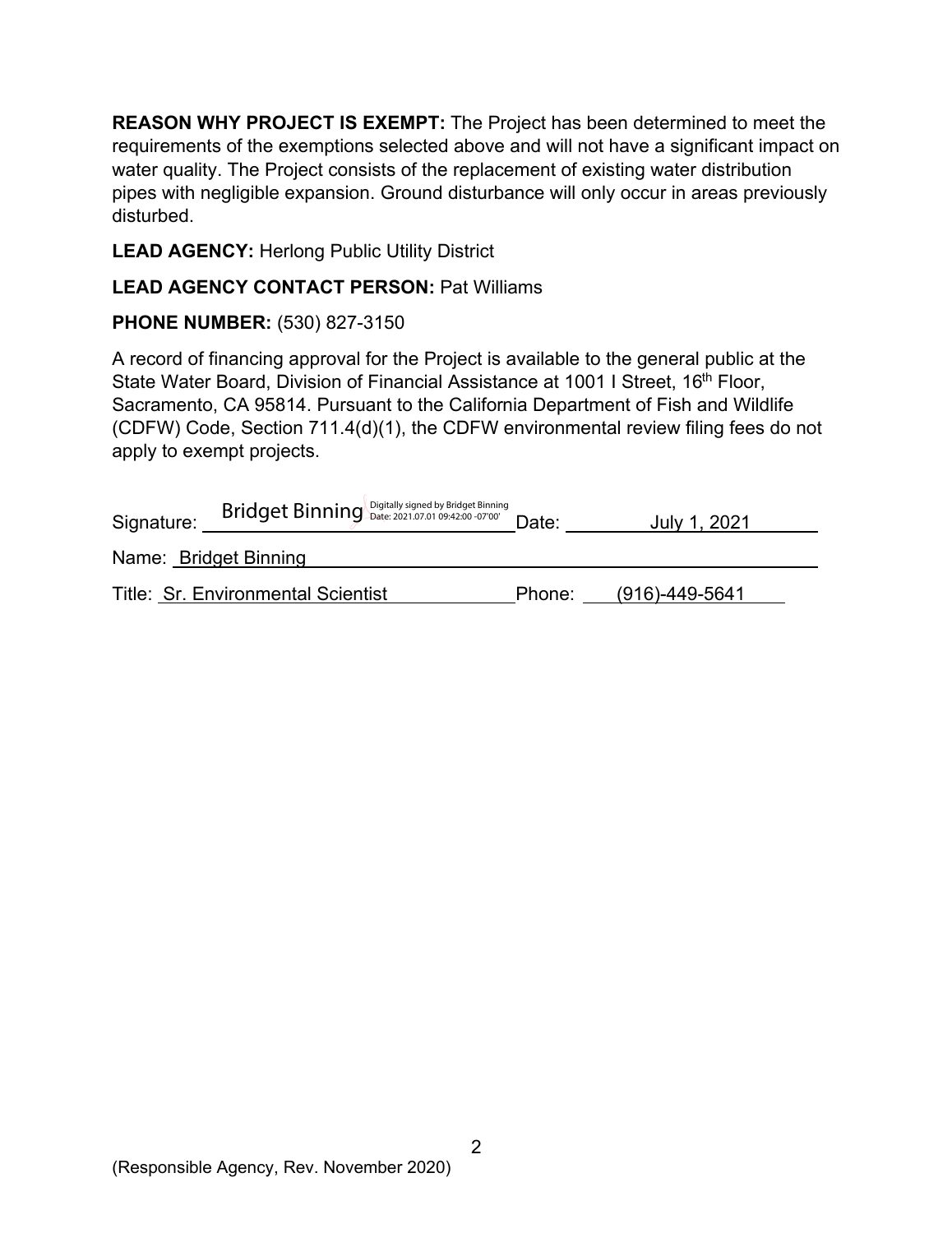**REASON WHY PROJECT IS EXEMPT:** The Project has been determined to meet the requirements of the exemptions selected above and will not have a significant impact on water quality. The Project consists of the replacement of existing water distribution pipes with negligible expansion. Ground disturbance will only occur in areas previously disturbed.

**LEAD AGENCY:** Herlong Public Utility District

**LEAD AGENCY CONTACT PERSON:** Pat Williams

**PHONE NUMBER:** (530) 827-3150

A record of financing approval for the Project is available to the general public at the State Water Board, Division of Financial Assistance at 1001 I Street, 16th Floor, Sacramento, CA 95814. Pursuant to the California Department of Fish and Wildlife (CDFW) Code, Section 711.4(d)(1), the CDFW environmental review filing fees do not apply to exempt projects.

Signature: Bridget Binning Digitally signed by Bridget Binning Date: 2021.07.01 09:42:00 -07'00' Date: July 1, 2021

Name: Bridget Binning

Title: Sr. Environmental Scientist Phone: (916)-449-5641

(Responsible Agency, Rev. November 2020)